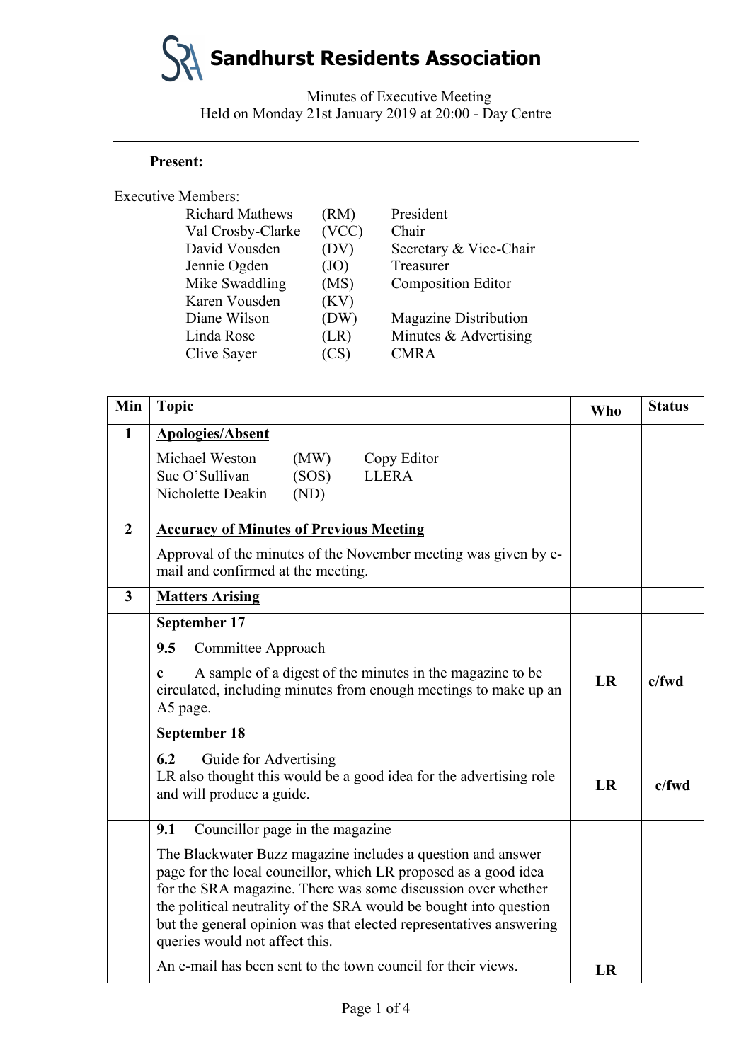# Sandhurst Residents Association

Minutes of Executive Meeting
Held on Monday 21st January 2019 at 20:00 - Day Centre

---

**Present:**

Executive Members:

| Name | Initials | Role |
|---|---|---|
| Richard Mathews | (RM) | President |
| Val Crosby-Clarke | (VCC) | Chair |
| David Vousden | (DV) | Secretary & Vice-Chair |
| Jennie Ogden | (JO) | Treasurer |
| Mike Swaddling | (MS) | Composition Editor |
| Karen Vousden | (KV) | |
| Diane Wilson | (DW) | Magazine Distribution |
| Linda Rose | (LR) | Minutes & Advertising |
| Clive Sayer | (CS) | CMRA |

| Min | Topic | Who | Status |
|---|---|---|---|
| **1** | **Apologies/Absent**<br>Michael Weston (MW) Copy Editor<br>Sue O'Sullivan (SOS) LLERA<br>Nicholette Deakin (ND) | | |
| **2** | **Accuracy of Minutes of Previous Meeting**<br>Approval of the minutes of the November meeting was given by e-mail and confirmed at the meeting. | | |
| **3** | **Matters Arising** | | |
| | **September 17**<br>**9.5** Committee Approach<br>**c** A sample of a digest of the minutes in the magazine to be circulated, including minutes from enough meetings to make up an A5 page. | **LR** | **c/fwd** |
| | **September 18** | | |
| | **6.2** Guide for Advertising<br>LR also thought this would be a good idea for the advertising role and will produce a guide. | **LR** | **c/fwd** |
| | **9.1** Councillor page in the magazine<br>The Blackwater Buzz magazine includes a question and answer page for the local councillor, which LR proposed as a good idea for the SRA magazine. There was some discussion over whether the political neutrality of the SRA would be bought into question but the general opinion was that elected representatives answering queries would not affect this.<br>An e-mail has been sent to the town council for their views. | **LR** | |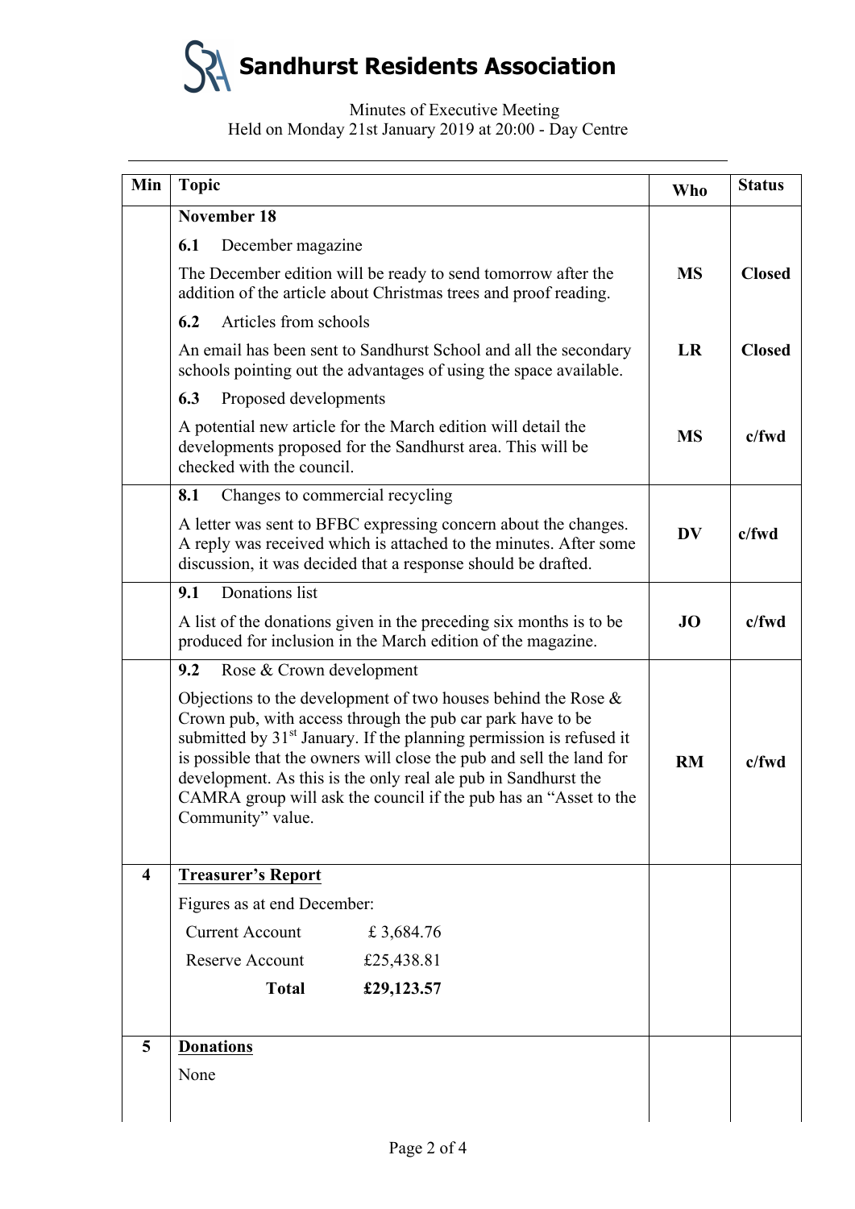# Sandhurst Residents Association

Minutes of Executive Meeting
Held on Monday 21st January 2019 at 20:00 - Day Centre

| Min | Topic | Who | Status |
|---|---|---|---|
| | **November 18** | | |
| | **6.1** December magazine | | |
| | The December edition will be ready to send tomorrow after the addition of the article about Christmas trees and proof reading. | **MS** | **Closed** |
| | **6.2** Articles from schools | | |
| | An email has been sent to Sandhurst School and all the secondary schools pointing out the advantages of using the space available. | **LR** | **Closed** |
| | **6.3** Proposed developments | | |
| | A potential new article for the March edition will detail the developments proposed for the Sandhurst area. This will be checked with the council. | **MS** | **c/fwd** |
| | **8.1** Changes to commercial recycling | | |
| | A letter was sent to BFBC expressing concern about the changes. A reply was received which is attached to the minutes. After some discussion, it was decided that a response should be drafted. | **DV** | **c/fwd** |
| | **9.1** Donations list | | |
| | A list of the donations given in the preceding six months is to be produced for inclusion in the March edition of the magazine. | **JO** | **c/fwd** |
| | **9.2** Rose & Crown development | | |
| | Objections to the development of two houses behind the Rose & Crown pub, with access through the pub car park have to be submitted by 31st January. If the planning permission is refused it is possible that the owners will close the pub and sell the land for development. As this is the only real ale pub in Sandhurst the CAMRA group will ask the council if the pub has an "Asset to the Community" value. | **RM** | **c/fwd** |
| **4** | **Treasurer's Report** | | |
| | Figures as at end December: | | |
| | Current Account £ 3,684.76 | | |
| | Reserve Account £25,438.81 | | |
| | **Total £29,123.57** | | |
| **5** | **Donations** | | |
| | None | | |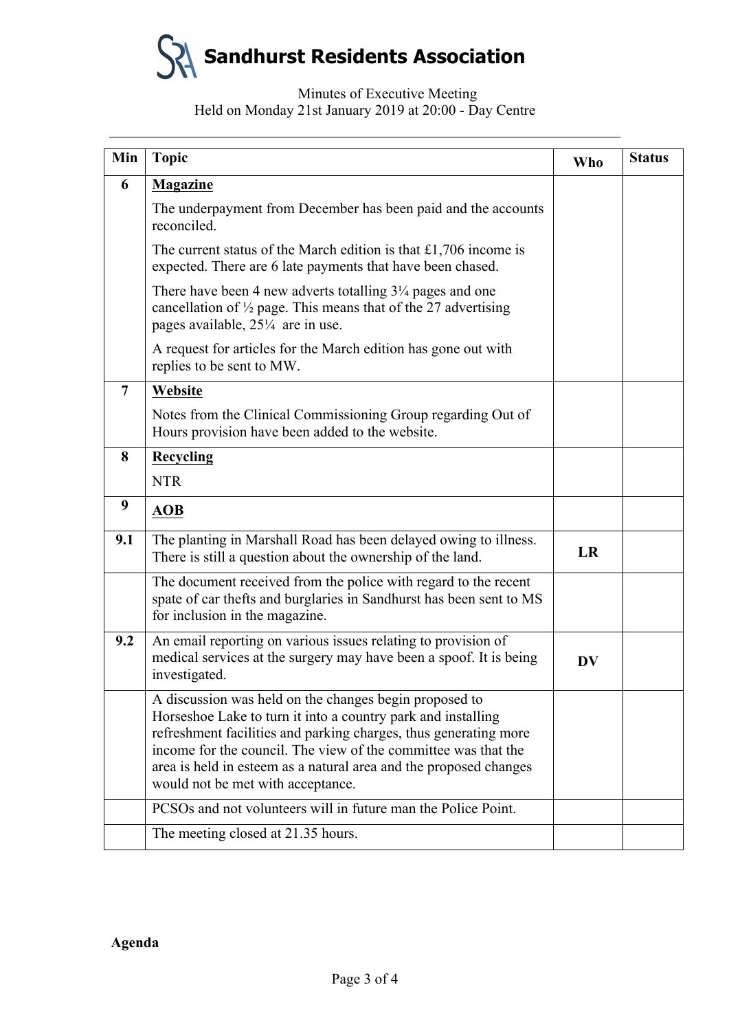# Sandhurst Residents Association

Minutes of Executive Meeting
Held on Monday 21st January 2019 at 20:00 - Day Centre

| Min | Topic | Who | Status |
|---|---|---|---|
| 6 | **Magazine**<br><br>The underpayment from December has been paid and the accounts reconciled.<br><br>The current status of the March edition is that £1,706 income is expected. There are 6 late payments that have been chased.<br><br>There have been 4 new adverts totalling 3¼ pages and one cancellation of ½ page. This means that of the 27 advertising pages available, 25¼ are in use.<br><br>A request for articles for the March edition has gone out with replies to be sent to MW. | | |
| 7 | **Website**<br><br>Notes from the Clinical Commissioning Group regarding Out of Hours provision have been added to the website. | | |
| 8 | **Recycling**<br><br>NTR | | |
| 9 | **AOB** | | |
| 9.1 | The planting in Marshall Road has been delayed owing to illness. There is still a question about the ownership of the land. | **LR** | |
| | The document received from the police with regard to the recent spate of car thefts and burglaries in Sandhurst has been sent to MS for inclusion in the magazine. | | |
| 9.2 | An email reporting on various issues relating to provision of medical services at the surgery may have been a spoof. It is being investigated. | **DV** | |
| | A discussion was held on the changes begin proposed to Horseshoe Lake to turn it into a country park and installing refreshment facilities and parking charges, thus generating more income for the council. The view of the committee was that the area is held in esteem as a natural area and the proposed changes would not be met with acceptance. | | |
| | PCSOs and not volunteers will in future man the Police Point. | | |
| | The meeting closed at 21.35 hours. | | |

**Agenda**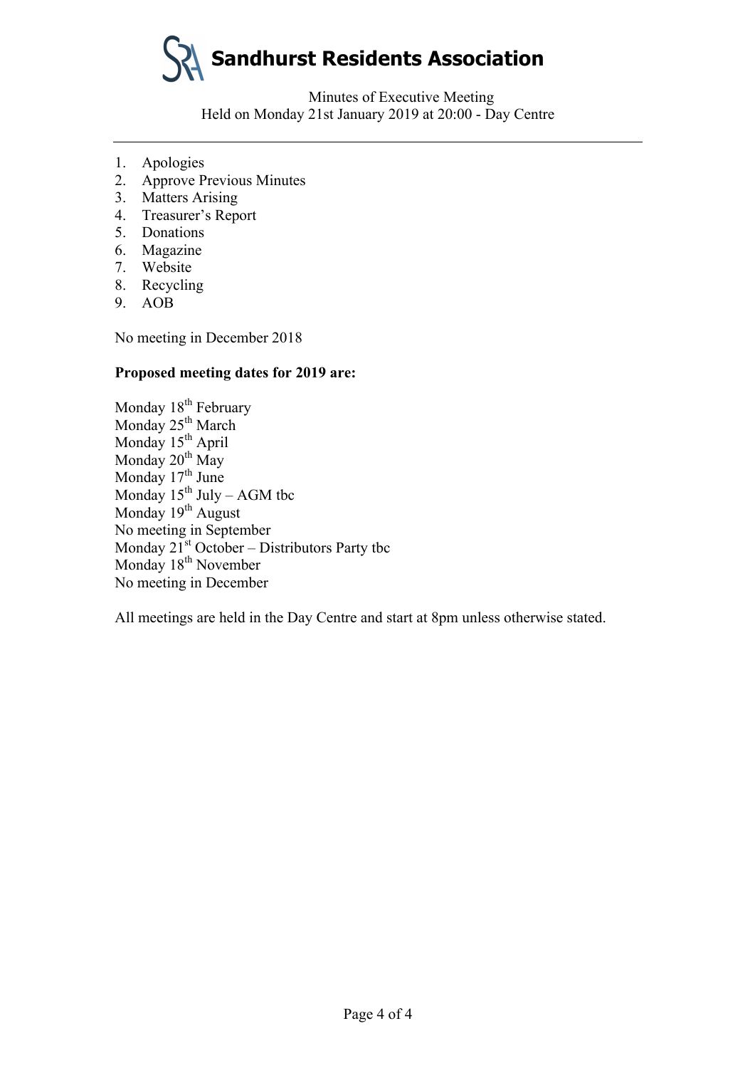# Sandhurst Residents Association

Minutes of Executive Meeting
Held on Monday 21st January 2019 at 20:00 - Day Centre

---

1. Apologies
2. Approve Previous Minutes
3. Matters Arising
4. Treasurer's Report
5. Donations
6. Magazine
7. Website
8. Recycling
9. AOB

No meeting in December 2018

**Proposed meeting dates for 2019 are:**

Monday 18th February
Monday 25th March
Monday 15th April
Monday 20th May
Monday 17th June
Monday 15th July – AGM tbc
Monday 19th August
No meeting in September
Monday 21st October – Distributors Party tbc
Monday 18th November
No meeting in December

All meetings are held in the Day Centre and start at 8pm unless otherwise stated.